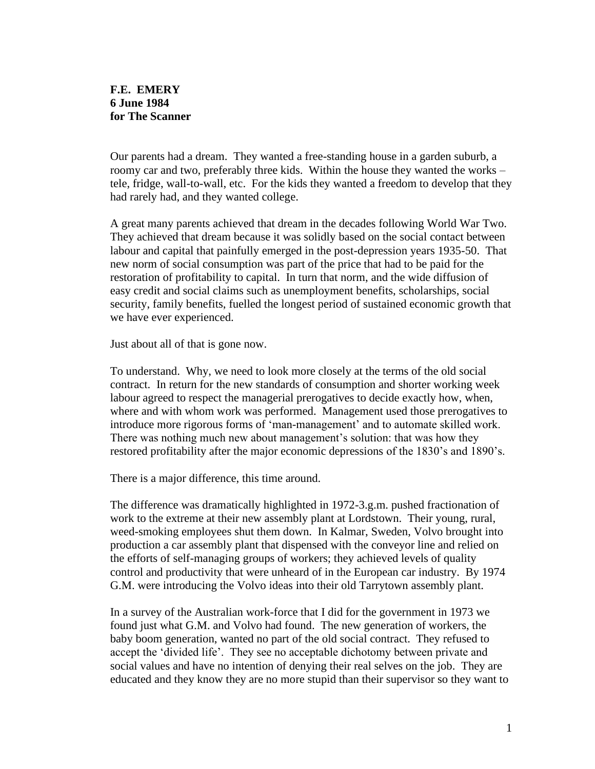**F.E. EMERY**
**6 June 1984**
**for The Scanner**

Our parents had a dream. They wanted a free-standing house in a garden suburb, a roomy car and two, preferably three kids. Within the house they wanted the works – tele, fridge, wall-to-wall, etc. For the kids they wanted a freedom to develop that they had rarely had, and they wanted college.

A great many parents achieved that dream in the decades following World War Two. They achieved that dream because it was solidly based on the social contact between labour and capital that painfully emerged in the post-depression years 1935-50. That new norm of social consumption was part of the price that had to be paid for the restoration of profitability to capital. In turn that norm, and the wide diffusion of easy credit and social claims such as unemployment benefits, scholarships, social security, family benefits, fuelled the longest period of sustained economic growth that we have ever experienced.

Just about all of that is gone now.

To understand. Why, we need to look more closely at the terms of the old social contract. In return for the new standards of consumption and shorter working week labour agreed to respect the managerial prerogatives to decide exactly how, when, where and with whom work was performed. Management used those prerogatives to introduce more rigorous forms of 'man-management' and to automate skilled work. There was nothing much new about management's solution: that was how they restored profitability after the major economic depressions of the 1830's and 1890's.

There is a major difference, this time around.

The difference was dramatically highlighted in 1972-3.g.m. pushed fractionation of work to the extreme at their new assembly plant at Lordstown. Their young, rural, weed-smoking employees shut them down. In Kalmar, Sweden, Volvo brought into production a car assembly plant that dispensed with the conveyor line and relied on the efforts of self-managing groups of workers; they achieved levels of quality control and productivity that were unheard of in the European car industry. By 1974 G.M. were introducing the Volvo ideas into their old Tarrytown assembly plant.

In a survey of the Australian work-force that I did for the government in 1973 we found just what G.M. and Volvo had found. The new generation of workers, the baby boom generation, wanted no part of the old social contract. They refused to accept the 'divided life'. They see no acceptable dichotomy between private and social values and have no intention of denying their real selves on the job. They are educated and they know they are no more stupid than their supervisor so they want to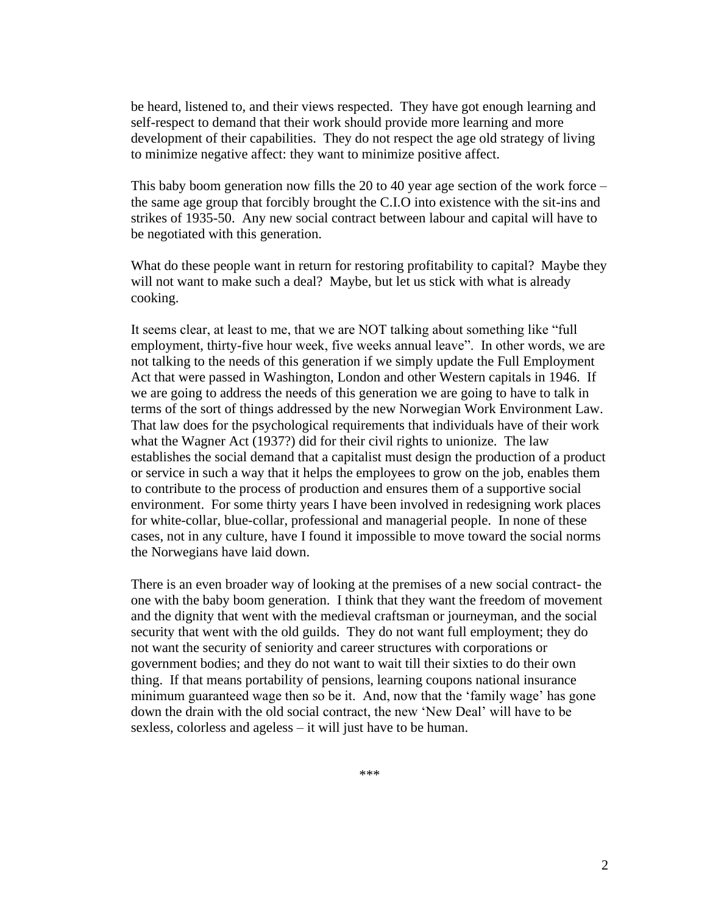be heard, listened to, and their views respected. They have got enough learning and self-respect to demand that their work should provide more learning and more development of their capabilities. They do not respect the age old strategy of living to minimize negative affect: they want to minimize positive affect.

This baby boom generation now fills the 20 to 40 year age section of the work force – the same age group that forcibly brought the C.I.O into existence with the sit-ins and strikes of 1935-50. Any new social contract between labour and capital will have to be negotiated with this generation.

What do these people want in return for restoring profitability to capital? Maybe they will not want to make such a deal? Maybe, but let us stick with what is already cooking.

It seems clear, at least to me, that we are NOT talking about something like "full employment, thirty-five hour week, five weeks annual leave". In other words, we are not talking to the needs of this generation if we simply update the Full Employment Act that were passed in Washington, London and other Western capitals in 1946. If we are going to address the needs of this generation we are going to have to talk in terms of the sort of things addressed by the new Norwegian Work Environment Law. That law does for the psychological requirements that individuals have of their work what the Wagner Act (1937?) did for their civil rights to unionize. The law establishes the social demand that a capitalist must design the production of a product or service in such a way that it helps the employees to grow on the job, enables them to contribute to the process of production and ensures them of a supportive social environment. For some thirty years I have been involved in redesigning work places for white-collar, blue-collar, professional and managerial people. In none of these cases, not in any culture, have I found it impossible to move toward the social norms the Norwegians have laid down.

There is an even broader way of looking at the premises of a new social contract- the one with the baby boom generation. I think that they want the freedom of movement and the dignity that went with the medieval craftsman or journeyman, and the social security that went with the old guilds. They do not want full employment; they do not want the security of seniority and career structures with corporations or government bodies; and they do not want to wait till their sixties to do their own thing. If that means portability of pensions, learning coupons national insurance minimum guaranteed wage then so be it. And, now that the 'family wage' has gone down the drain with the old social contract, the new 'New Deal' will have to be sexless, colorless and ageless – it will just have to be human.

***